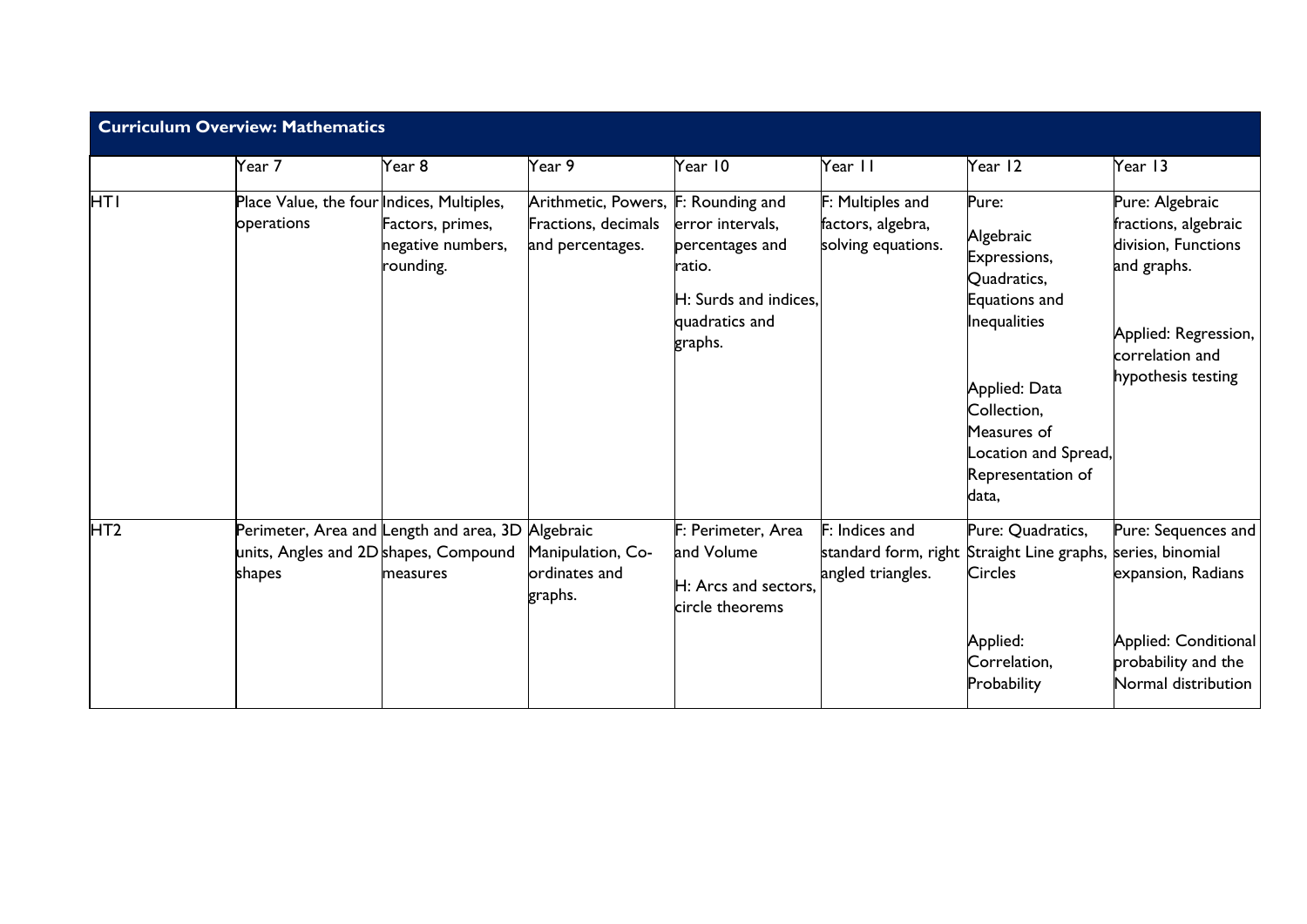| Curriculum Overview: Mathematics | | | | | | | |
|---|---|---|---|---|---|---|---|
| | Year 7 | Year 8 | Year 9 | Year 10 | Year 11 | Year 12 | Year 13 |
| HT1 | Place Value, the four operations | Indices, Multiples, Factors, primes, negative numbers, rounding. | Arithmetic, Powers, Fractions, decimals and percentages. | F: Rounding and error intervals, percentages and ratio.<br><br>H: Surds and indices, quadratics and graphs. | F: Multiples and factors, algebra, solving equations. | Pure:<br><br>Algebraic Expressions, Quadratics, Equations and Inequalities<br><br>Applied: Data Collection, Measures of Location and Spread, Representation of data, | Pure: Algebraic fractions, algebraic division, Functions and graphs.<br><br>Applied: Regression, correlation and hypothesis testing |
| HT2 | Perimeter, Area and units, Angles and 2D shapes | Length and area, 3D shapes, Compound measures | Algebraic Manipulation, Co-ordinates and graphs. | F: Perimeter, Area and Volume<br><br>H: Arcs and sectors, circle theorems | F: Indices and standard form, right angled triangles. | Pure: Quadratics, Straight Line graphs, Circles<br><br>Applied: Correlation, Probability | Pure: Sequences and series, binomial expansion, Radians<br><br>Applied: Conditional probability and the Normal distribution |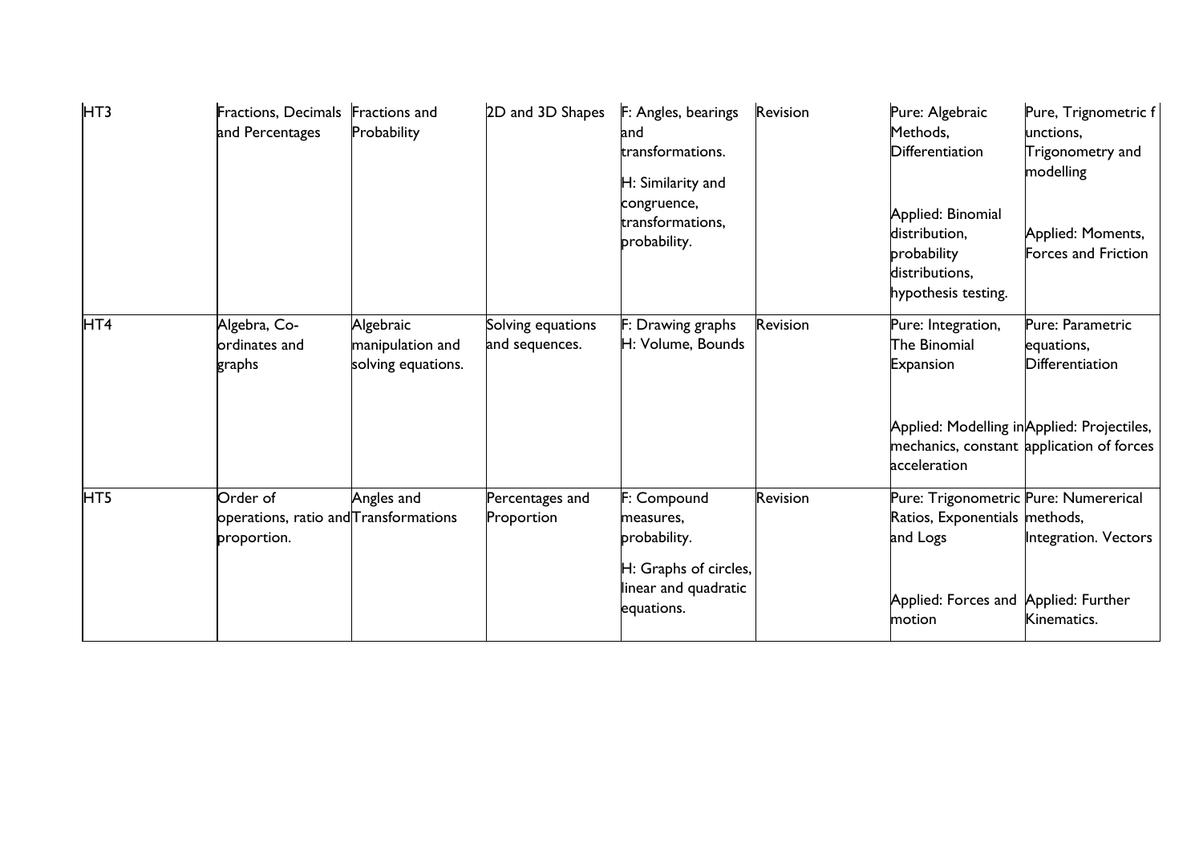| | | | | | | | |
|---|---|---|---|---|---|---|---|
| HT3 | Fractions, Decimals and Percentages | Fractions and Probability | 2D and 3D Shapes | F: Angles, bearings and transformations.<br><br>H: Similarity and congruence, transformations, probability. | Revision | Pure: Algebraic Methods, Differentiation<br><br>Applied: Binomial distribution, probability distributions, hypothesis testing. | Pure, Trignometric functions, Trigonometry and modelling<br><br>Applied: Moments, Forces and Friction |
| HT4 | Algebra, Co-ordinates and graphs | Algebraic manipulation and solving equations. | Solving equations and sequences. | F: Drawing graphs<br>H: Volume, Bounds | Revision | Pure: Integration, The Binomial Expansion<br><br>Applied: Modelling in mechanics, constant acceleration | Pure: Parametric equations, Differentiation<br><br>Applied: Projectiles, application of forces |
| HT5 | Order of operations, ratio and proportion. | Angles and Transformations | Percentages and Proportion | F: Compound measures, probability.<br><br>H: Graphs of circles, linear and quadratic equations. | Revision | Pure: Trigonometric Ratios, Exponentials and Logs<br><br>Applied: Forces and motion | Pure: Numererical methods, Integration. Vectors<br><br>Applied: Further Kinematics. |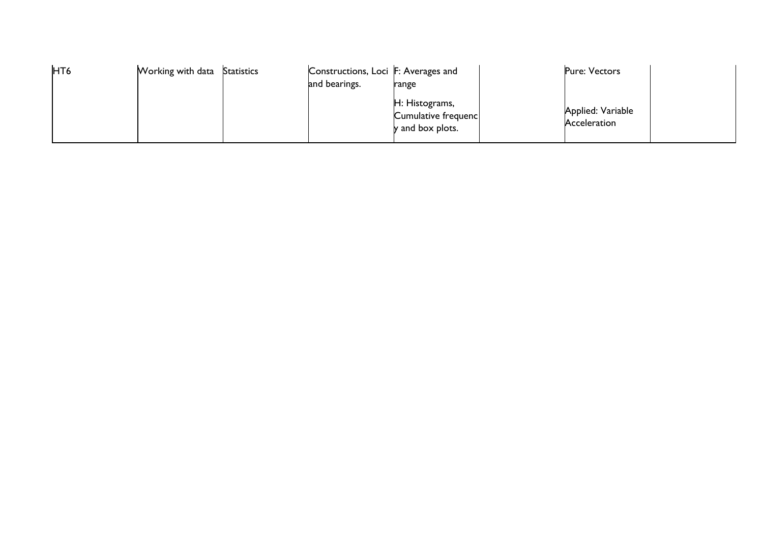| | | | | | | | |
|---|---|---|---|---|---|---|---|
| HT6 | Working with data | Statistics | Constructions, Loci and bearings. | F: Averages and range<br><br>H: Histograms, Cumulative frequency and box plots. | | Pure: Vectors<br><br>Applied: Variable Acceleration | |